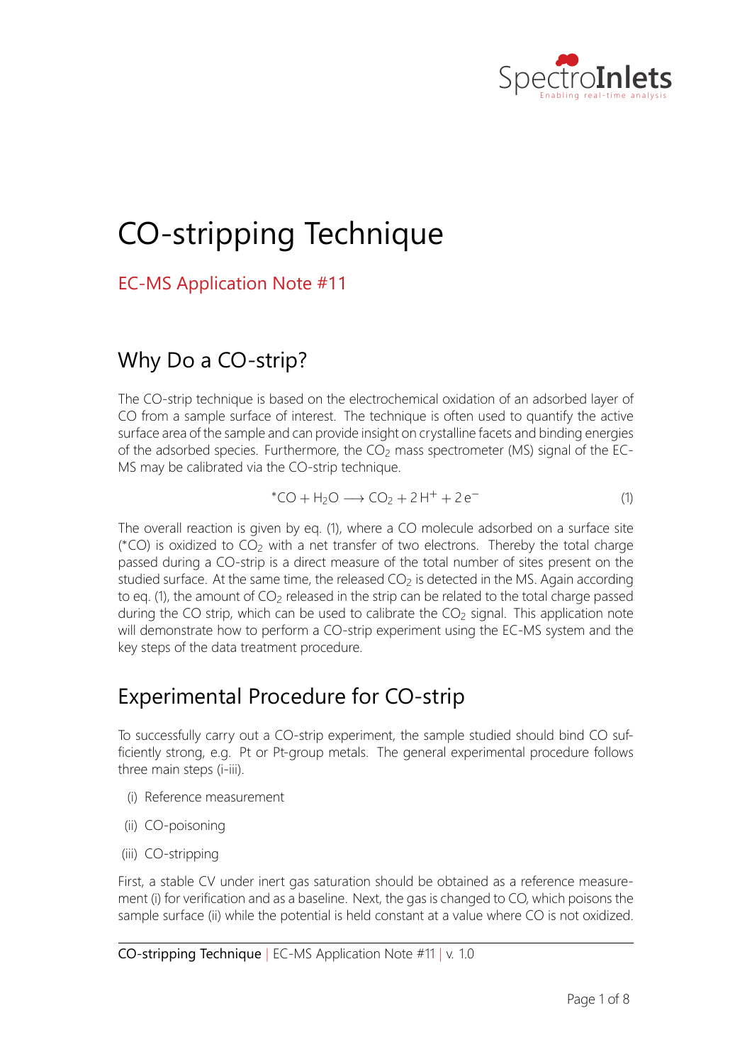# CO-stripping Technique

## EC-MS Application Note #11

## Why Do a CO-strip?

The CO-strip technique is based on the electrochemical oxidation of an adsorbed layer of CO from a sample surface of interest. The technique is often used to quantify the active surface area of the sample and can provide insight on crystalline facets and binding energies of the adsorbed species. Furthermore, the $CO_2$ mass spectrometer (MS) signal of the EC-MS may be calibrated via the CO-strip technique.

$$^{*}CO + H_2O \longrightarrow CO_2 + 2\,H^+ + 2\,e^- \tag{1}$$

The overall reaction is given by eq. (1), where a CO molecule adsorbed on a surface site ($^{*}CO$) is oxidized to $CO_2$ with a net transfer of two electrons. Thereby the total charge passed during a CO-strip is a direct measure of the total number of sites present on the studied surface. At the same time, the released $CO_2$ is detected in the MS. Again according to eq. (1), the amount of $CO_2$ released in the strip can be related to the total charge passed during the CO strip, which can be used to calibrate the $CO_2$ signal. This application note will demonstrate how to perform a CO-strip experiment using the EC-MS system and the key steps of the data treatment procedure.

## Experimental Procedure for CO-strip

To successfully carry out a CO-strip experiment, the sample studied should bind CO sufficiently strong, e.g. Pt or Pt-group metals. The general experimental procedure follows three main steps (i-iii).

(i) Reference measurement

(ii) CO-poisoning

(iii) CO-stripping

First, a stable CV under inert gas saturation should be obtained as a reference measurement (i) for verification and as a baseline. Next, the gas is changed to CO, which poisons the sample surface (ii) while the potential is held constant at a value where CO is not oxidized.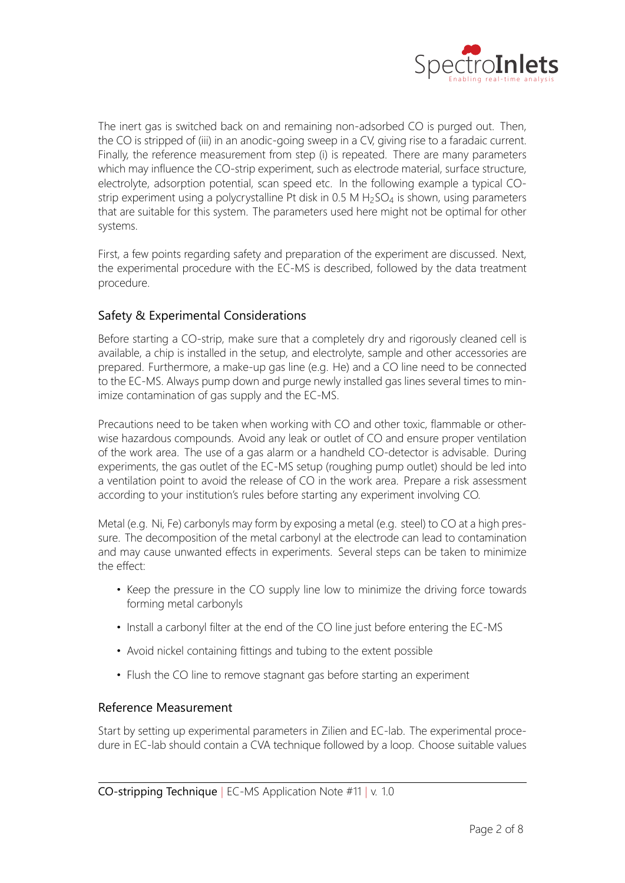The inert gas is switched back on and remaining non-adsorbed CO is purged out. Then, the CO is stripped of (iii) in an anodic-going sweep in a CV, giving rise to a faradaic current. Finally, the reference measurement from step (i) is repeated. There are many parameters which may influence the CO-strip experiment, such as electrode material, surface structure, electrolyte, adsorption potential, scan speed etc. In the following example a typical CO-strip experiment using a polycrystalline Pt disk in 0.5 M $H_2SO_4$ is shown, using parameters that are suitable for this system. The parameters used here might not be optimal for other systems.

First, a few points regarding safety and preparation of the experiment are discussed. Next, the experimental procedure with the EC-MS is described, followed by the data treatment procedure.

## Safety & Experimental Considerations

Before starting a CO-strip, make sure that a completely dry and rigorously cleaned cell is available, a chip is installed in the setup, and electrolyte, sample and other accessories are prepared. Furthermore, a make-up gas line (e.g. He) and a CO line need to be connected to the EC-MS. Always pump down and purge newly installed gas lines several times to minimize contamination of gas supply and the EC-MS.

Precautions need to be taken when working with CO and other toxic, flammable or otherwise hazardous compounds. Avoid any leak or outlet of CO and ensure proper ventilation of the work area. The use of a gas alarm or a handheld CO-detector is advisable. During experiments, the gas outlet of the EC-MS setup (roughing pump outlet) should be led into a ventilation point to avoid the release of CO in the work area. Prepare a risk assessment according to your institution's rules before starting any experiment involving CO.

Metal (e.g. Ni, Fe) carbonyls may form by exposing a metal (e.g. steel) to CO at a high pressure. The decomposition of the metal carbonyl at the electrode can lead to contamination and may cause unwanted effects in experiments. Several steps can be taken to minimize the effect:

- Keep the pressure in the CO supply line low to minimize the driving force towards forming metal carbonyls
- Install a carbonyl filter at the end of the CO line just before entering the EC-MS
- Avoid nickel containing fittings and tubing to the extent possible
- Flush the CO line to remove stagnant gas before starting an experiment

## Reference Measurement

Start by setting up experimental parameters in Zilien and EC-lab. The experimental procedure in EC-lab should contain a CVA technique followed by a loop. Choose suitable values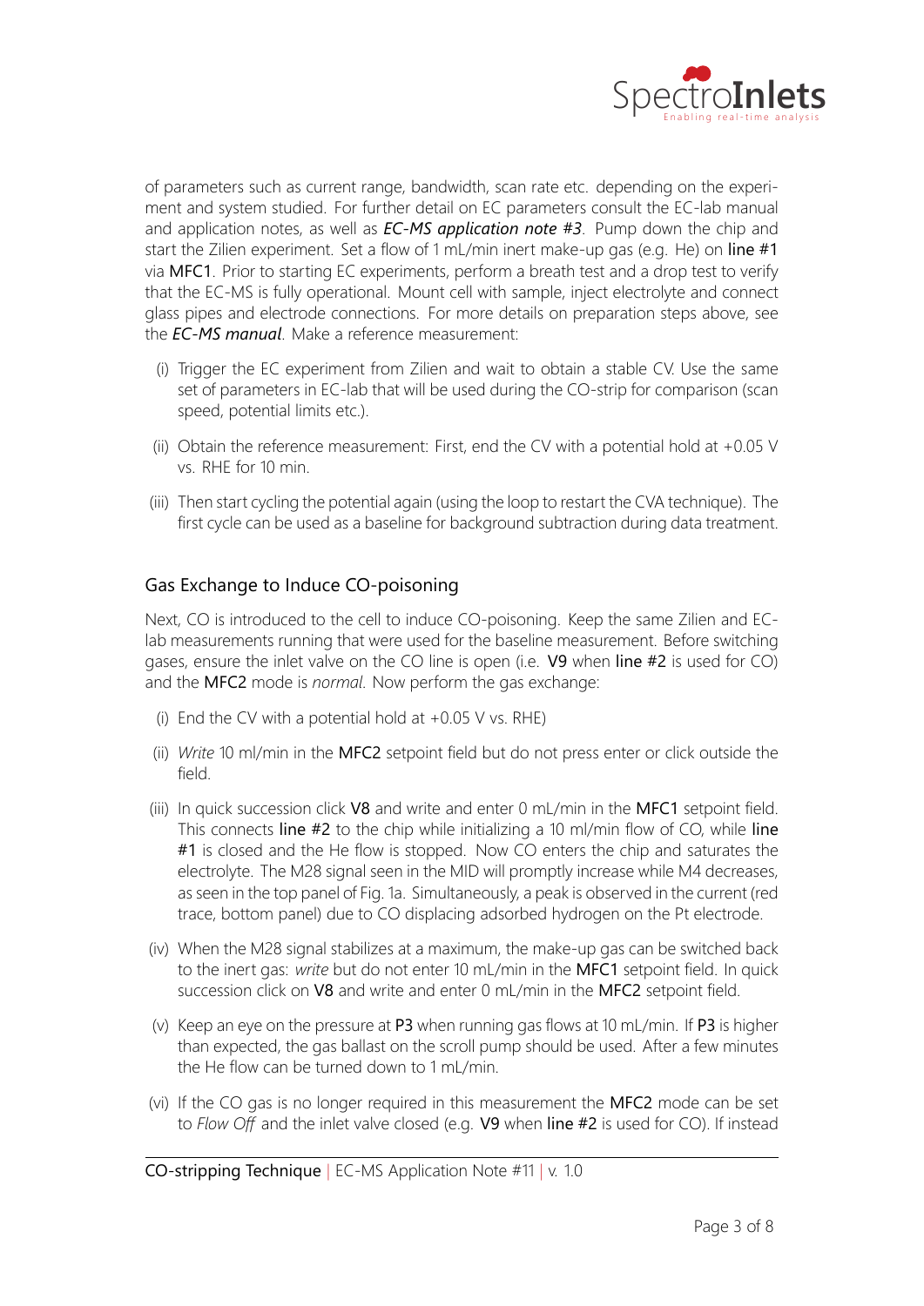of parameters such as current range, bandwidth, scan rate etc. depending on the experiment and system studied. For further detail on EC parameters consult the EC-lab manual and application notes, as well as ***EC-MS application note #3***. Pump down the chip and start the Zilien experiment. Set a flow of 1 mL/min inert make-up gas (e.g. He) on line #1 via MFC1. Prior to starting EC experiments, perform a breath test and a drop test to verify that the EC-MS is fully operational. Mount cell with sample, inject electrolyte and connect glass pipes and electrode connections. For more details on preparation steps above, see the ***EC-MS manual***. Make a reference measurement:

(i) Trigger the EC experiment from Zilien and wait to obtain a stable CV. Use the same set of parameters in EC-lab that will be used during the CO-strip for comparison (scan speed, potential limits etc.).

(ii) Obtain the reference measurement: First, end the CV with a potential hold at +0.05 V vs. RHE for 10 min.

(iii) Then start cycling the potential again (using the loop to restart the CVA technique). The first cycle can be used as a baseline for background subtraction during data treatment.

## Gas Exchange to Induce CO-poisoning

Next, CO is introduced to the cell to induce CO-poisoning. Keep the same Zilien and EC-lab measurements running that were used for the baseline measurement. Before switching gases, ensure the inlet valve on the CO line is open (i.e. V9 when line #2 is used for CO) and the MFC2 mode is *normal*. Now perform the gas exchange:

(i) End the CV with a potential hold at +0.05 V vs. RHE)

(ii) *Write* 10 ml/min in the MFC2 setpoint field but do not press enter or click outside the field.

(iii) In quick succession click V8 and write and enter 0 mL/min in the MFC1 setpoint field. This connects line #2 to the chip while initializing a 10 ml/min flow of CO, while line #1 is closed and the He flow is stopped. Now CO enters the chip and saturates the electrolyte. The M28 signal seen in the MID will promptly increase while M4 decreases, as seen in the top panel of Fig. 1a. Simultaneously, a peak is observed in the current (red trace, bottom panel) due to CO displacing adsorbed hydrogen on the Pt electrode.

(iv) When the M28 signal stabilizes at a maximum, the make-up gas can be switched back to the inert gas: *write* but do not enter 10 mL/min in the MFC1 setpoint field. In quick succession click on V8 and write and enter 0 mL/min in the MFC2 setpoint field.

(v) Keep an eye on the pressure at P3 when running gas flows at 10 mL/min. If P3 is higher than expected, the gas ballast on the scroll pump should be used. After a few minutes the He flow can be turned down to 1 mL/min.

(vi) If the CO gas is no longer required in this measurement the MFC2 mode can be set to *Flow Off* and the inlet valve closed (e.g. V9 when line #2 is used for CO). If instead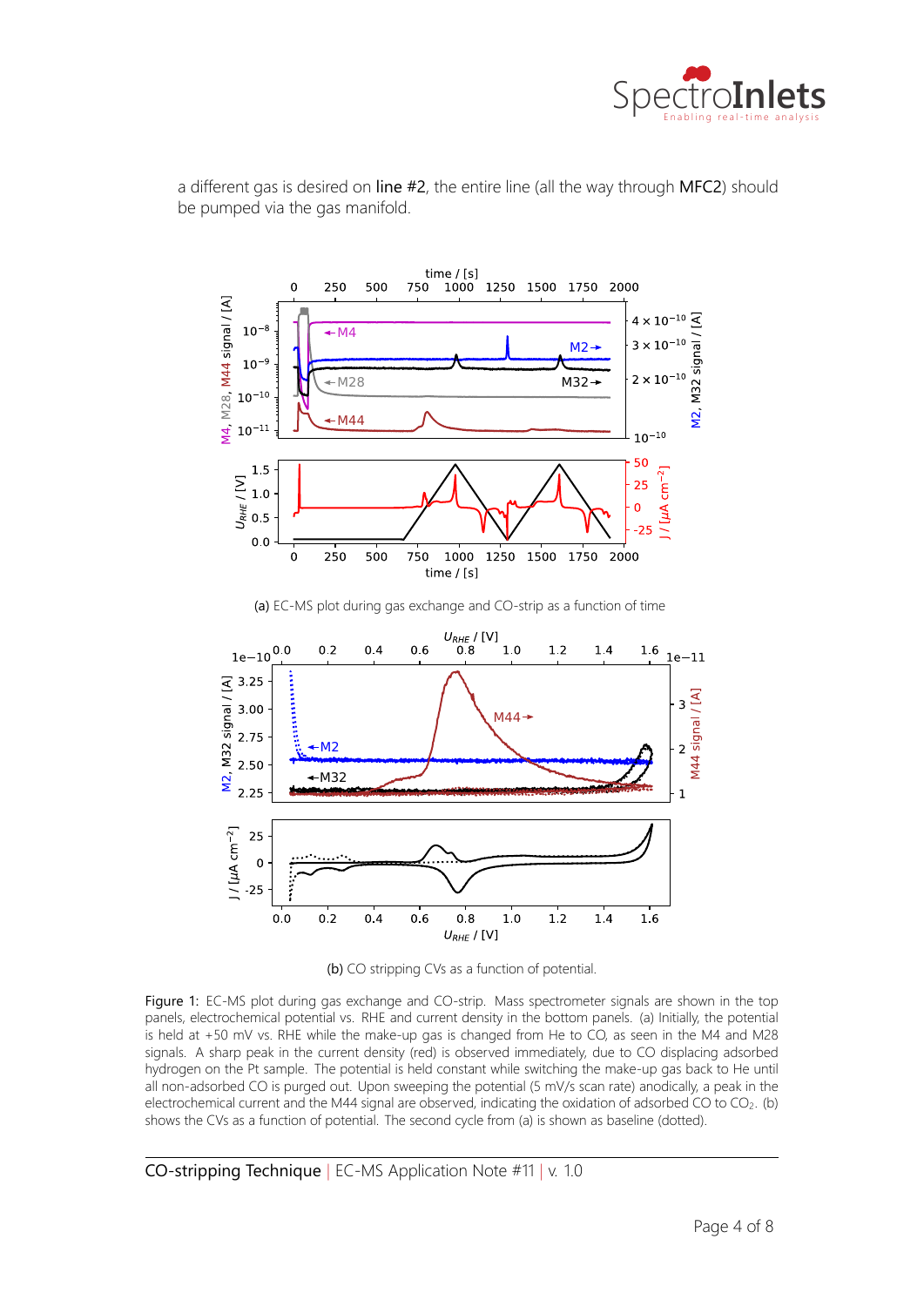a different gas is desired on line #2, the entire line (all the way through MFC2) should be pumped via the gas manifold.

(a) EC-MS plot during gas exchange and CO-strip as a function of time

(b) CO stripping CVs as a function of potential.

Figure 1: EC-MS plot during gas exchange and CO-strip. Mass spectrometer signals are shown in the top panels, electrochemical potential vs. RHE and current density in the bottom panels. (a) Initially, the potential is held at +50 mV vs. RHE while the make-up gas is changed from He to CO, as seen in the M4 and M28 signals. A sharp peak in the current density (red) is observed immediately, due to CO displacing adsorbed hydrogen on the Pt sample. The potential is held constant while switching the make-up gas back to He until all non-adsorbed CO is purged out. Upon sweeping the potential (5 mV/s scan rate) anodically, a peak in the electrochemical current and the M44 signal are observed, indicating the oxidation of adsorbed CO to $CO_2$. (b) shows the CVs as a function of potential. The second cycle from (a) is shown as baseline (dotted).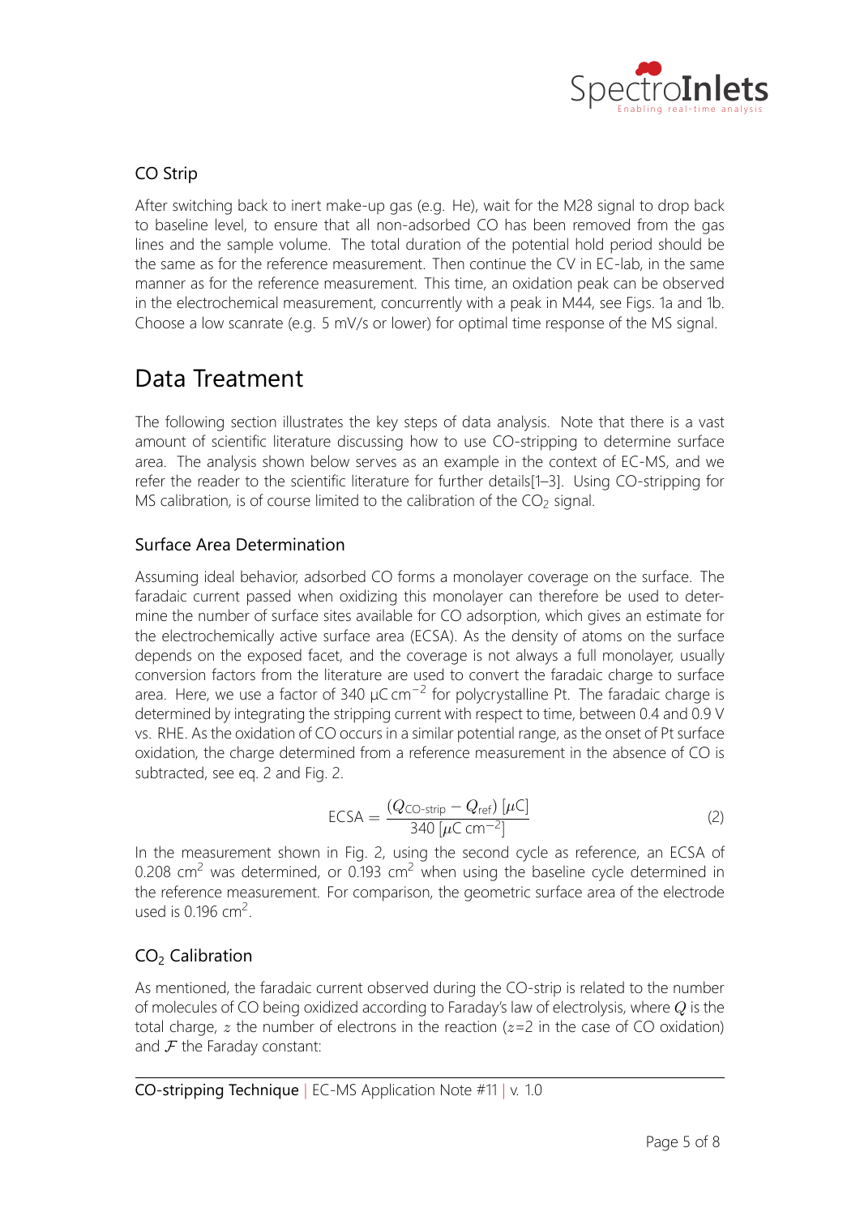### CO Strip

After switching back to inert make-up gas (e.g. He), wait for the M28 signal to drop back to baseline level, to ensure that all non-adsorbed CO has been removed from the gas lines and the sample volume. The total duration of the potential hold period should be the same as for the reference measurement. Then continue the CV in EC-lab, in the same manner as for the reference measurement. This time, an oxidation peak can be observed in the electrochemical measurement, concurrently with a peak in M44, see Figs. 1a and 1b. Choose a low scanrate (e.g. 5 mV/s or lower) for optimal time response of the MS signal.

## Data Treatment

The following section illustrates the key steps of data analysis. Note that there is a vast amount of scientific literature discussing how to use CO-stripping to determine surface area. The analysis shown below serves as an example in the context of EC-MS, and we refer the reader to the scientific literature for further details[1–3]. Using CO-stripping for MS calibration, is of course limited to the calibration of the $CO_2$ signal.

### Surface Area Determination

Assuming ideal behavior, adsorbed CO forms a monolayer coverage on the surface. The faradaic current passed when oxidizing this monolayer can therefore be used to determine the number of surface sites available for CO adsorption, which gives an estimate for the electrochemically active surface area (ECSA). As the density of atoms on the surface depends on the exposed facet, and the coverage is not always a full monolayer, usually conversion factors from the literature are used to convert the faradaic charge to surface area. Here, we use a factor of 340 $\mu C\,cm^{-2}$ for polycrystalline Pt. The faradaic charge is determined by integrating the stripping current with respect to time, between 0.4 and 0.9 V vs. RHE. As the oxidation of CO occurs in a similar potential range, as the onset of Pt surface oxidation, the charge determined from a reference measurement in the absence of CO is subtracted, see eq. 2 and Fig. 2.

$$\mathrm{ECSA} = \frac{(Q_{\text{CO-strip}} - Q_{\text{ref}})\,[\mu\mathrm{C}]}{340\,[\mu\mathrm{C\,cm^{-2}}]} \tag{2}$$

In the measurement shown in Fig. 2, using the second cycle as reference, an ECSA of 0.208 $cm^2$ was determined, or 0.193 $cm^2$ when using the baseline cycle determined in the reference measurement. For comparison, the geometric surface area of the electrode used is 0.196 $cm^2$.

### $CO_2$ Calibration

As mentioned, the faradaic current observed during the CO-strip is related to the number of molecules of CO being oxidized according to Faraday's law of electrolysis, where $Q$ is the total charge, $z$ the number of electrons in the reaction ($z$=2 in the case of CO oxidation) and $\mathcal{F}$ the Faraday constant: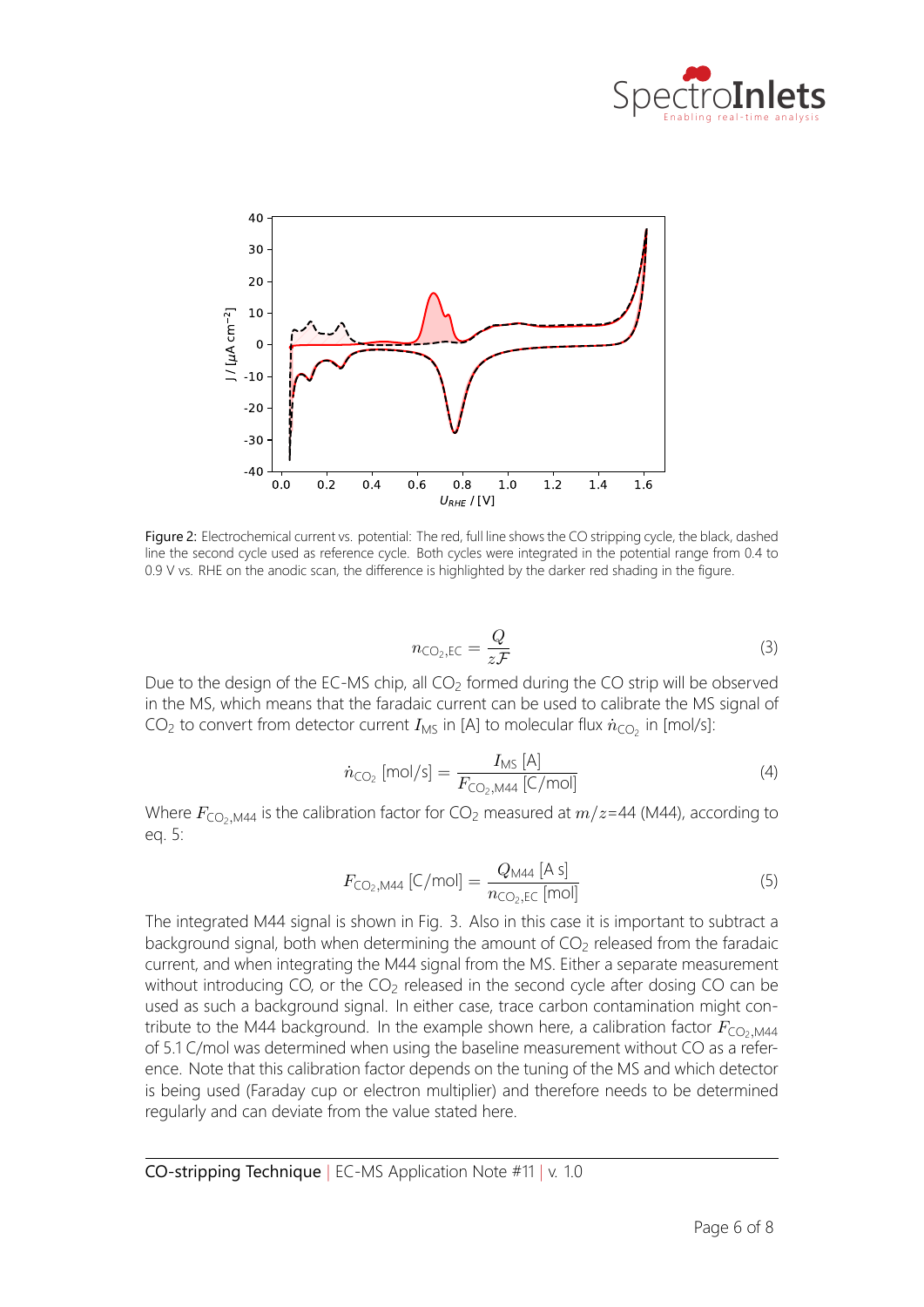Figure 2: Electrochemical current vs. potential: The red, full line shows the CO stripping cycle, the black, dashed line the second cycle used as reference cycle. Both cycles were integrated in the potential range from 0.4 to 0.9 V vs. RHE on the anodic scan, the difference is highlighted by the darker red shading in the figure.

$$n_{\mathrm{CO_2,EC}} = \frac{Q}{z\mathcal{F}} \tag{3}$$

Due to the design of the EC-MS chip, all $CO_2$ formed during the CO strip will be observed in the MS, which means that the faradaic current can be used to calibrate the MS signal of $CO_2$ to convert from detector current $I_{\mathrm{MS}}$ in [A] to molecular flux $\dot{n}_{\mathrm{CO_2}}$ in [mol/s]:

$$\dot{n}_{\mathrm{CO_2}}\ [\mathrm{mol/s}] = \frac{I_{\mathrm{MS}}\ [\mathrm{A}]}{F_{\mathrm{CO_2,M44}}\ [\mathrm{C/mol}]} \tag{4}$$

Where $F_{\mathrm{CO_2,M44}}$ is the calibration factor for $CO_2$ measured at $m/z$=44 (M44), according to eq. 5:

$$F_{\mathrm{CO_2,M44}}\ [\mathrm{C/mol}] = \frac{Q_{\mathrm{M44}}\ [\mathrm{A\ s}]}{n_{\mathrm{CO_2,EC}}\ [\mathrm{mol}]} \tag{5}$$

The integrated M44 signal is shown in Fig. 3. Also in this case it is important to subtract a background signal, both when determining the amount of $CO_2$ released from the faradaic current, and when integrating the M44 signal from the MS. Either a separate measurement without introducing CO, or the $CO_2$ released in the second cycle after dosing CO can be used as such a background signal. In either case, trace carbon contamination might contribute to the M44 background. In the example shown here, a calibration factor $F_{\mathrm{CO_2,M44}}$ of 5.1 C/mol was determined when using the baseline measurement without CO as a reference. Note that this calibration factor depends on the tuning of the MS and which detector is being used (Faraday cup or electron multiplier) and therefore needs to be determined regularly and can deviate from the value stated here.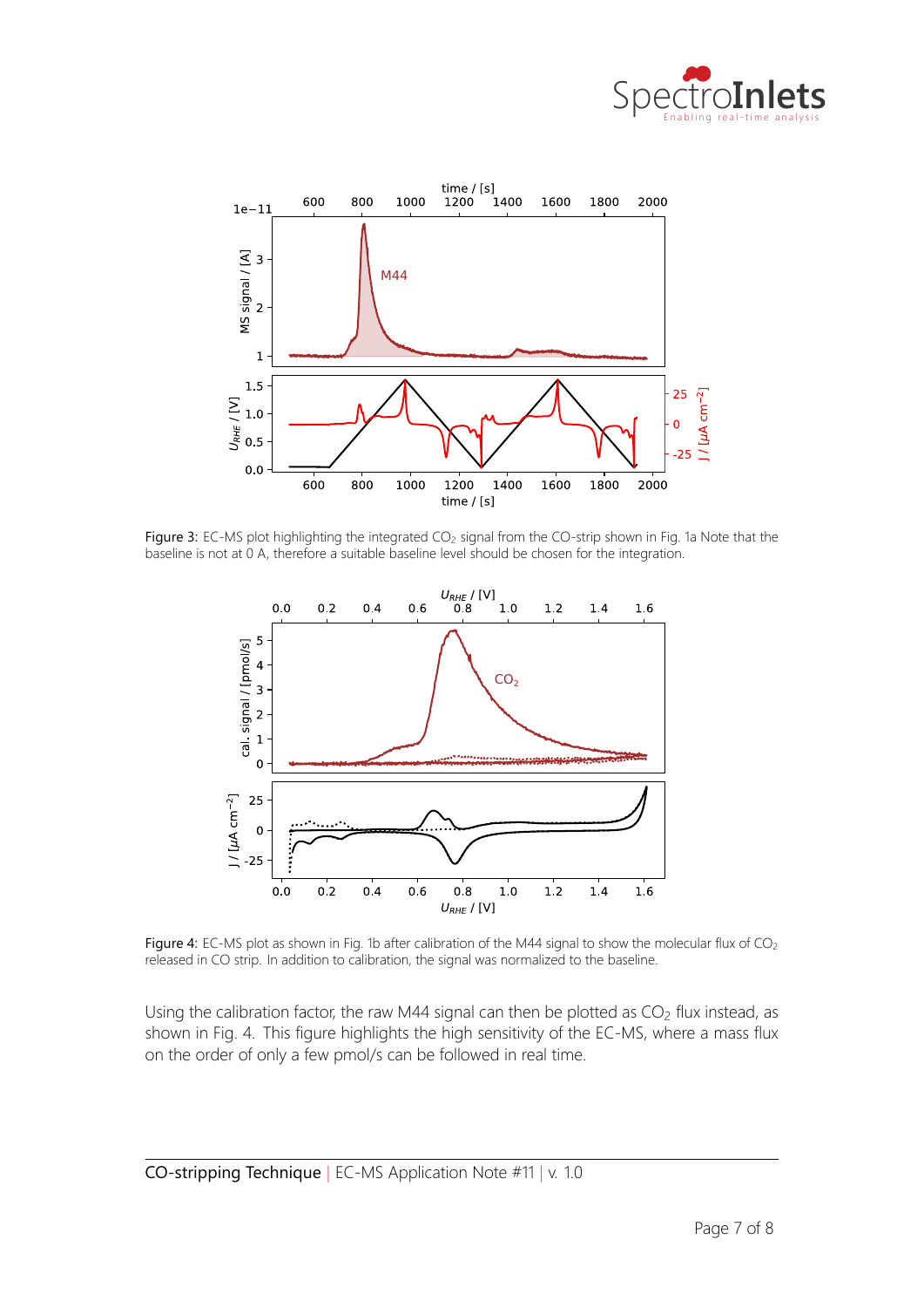Figure 3: EC-MS plot highlighting the integrated $CO_2$ signal from the CO-strip shown in Fig. 1a Note that the baseline is not at 0 A, therefore a suitable baseline level should be chosen for the integration.

Figure 4: EC-MS plot as shown in Fig. 1b after calibration of the M44 signal to show the molecular flux of $CO_2$ released in CO strip. In addition to calibration, the signal was normalized to the baseline.

Using the calibration factor, the raw M44 signal can then be plotted as $CO_2$ flux instead, as shown in Fig. 4. This figure highlights the high sensitivity of the EC-MS, where a mass flux on the order of only a few pmol/s can be followed in real time.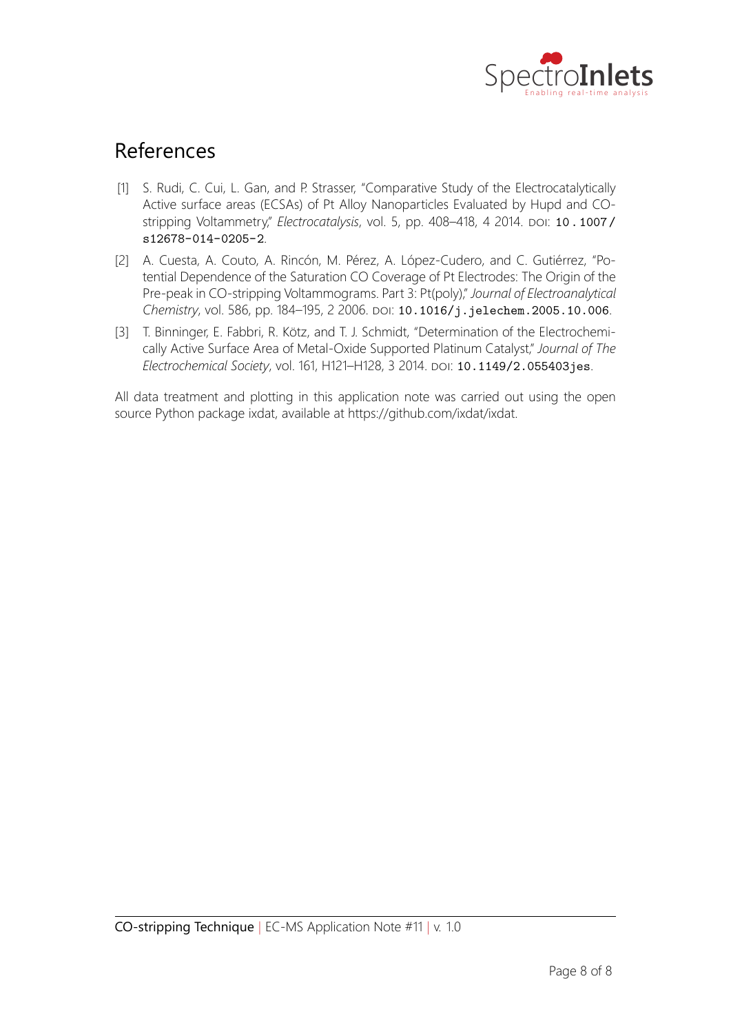## References

[1] S. Rudi, C. Cui, L. Gan, and P. Strasser, "Comparative Study of the Electrocatalytically Active surface areas (ECSAs) of Pt Alloy Nanoparticles Evaluated by Hupd and CO-stripping Voltammetry," *Electrocatalysis*, vol. 5, pp. 408–418, 4 2014. DOI: 10.1007/s12678-014-0205-2.

[2] A. Cuesta, A. Couto, A. Rincón, M. Pérez, A. López-Cudero, and C. Gutiérrez, "Potential Dependence of the Saturation CO Coverage of Pt Electrodes: The Origin of the Pre-peak in CO-stripping Voltammograms. Part 3: Pt(poly)," *Journal of Electroanalytical Chemistry*, vol. 586, pp. 184–195, 2 2006. DOI: 10.1016/j.jelechem.2005.10.006.

[3] T. Binninger, E. Fabbri, R. Kötz, and T. J. Schmidt, "Determination of the Electrochemically Active Surface Area of Metal-Oxide Supported Platinum Catalyst," *Journal of The Electrochemical Society*, vol. 161, H121–H128, 3 2014. DOI: 10.1149/2.055403jes.

All data treatment and plotting in this application note was carried out using the open source Python package ixdat, available at https://github.com/ixdat/ixdat.